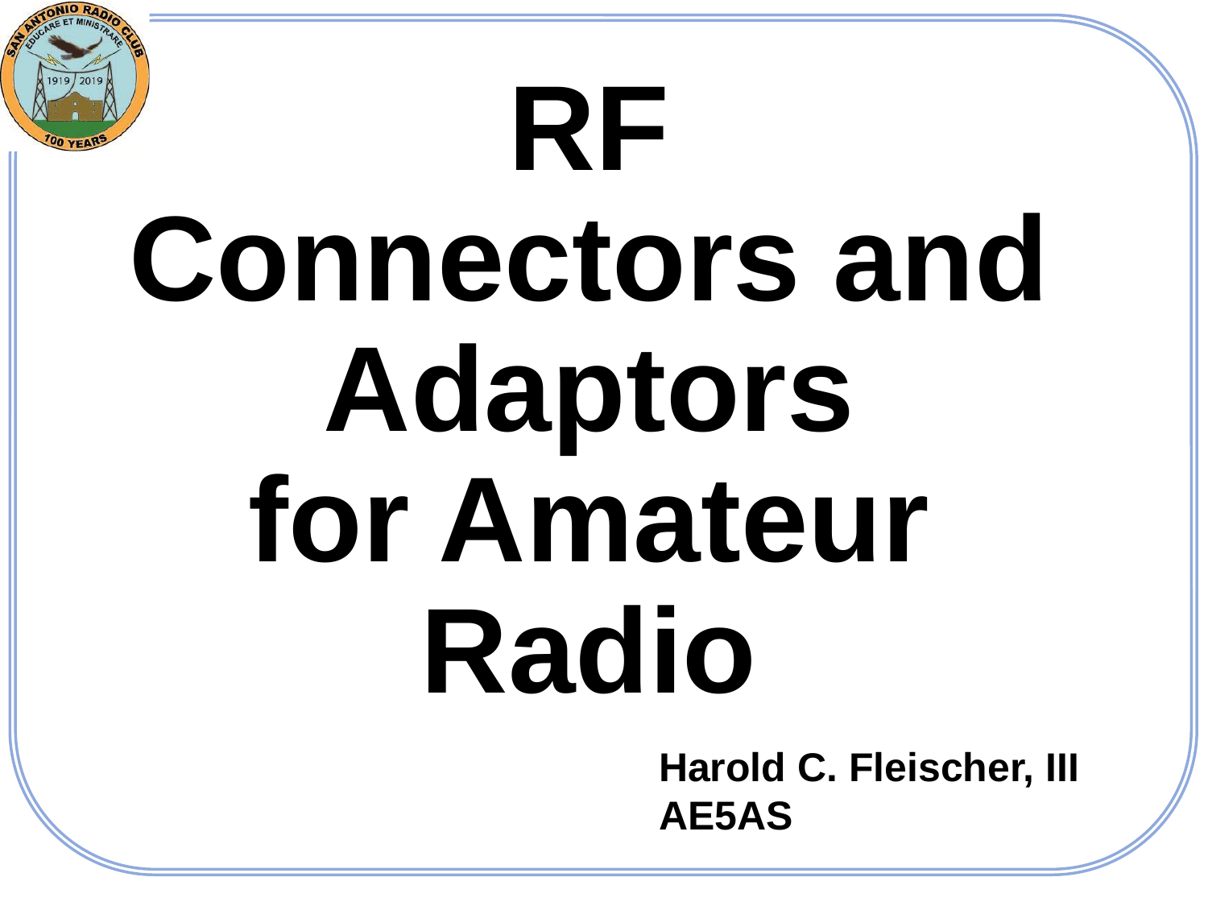# RF Connectors and Adaptors for Amateur Radio

**Harold C. Fleischer, III**
**AE5AS**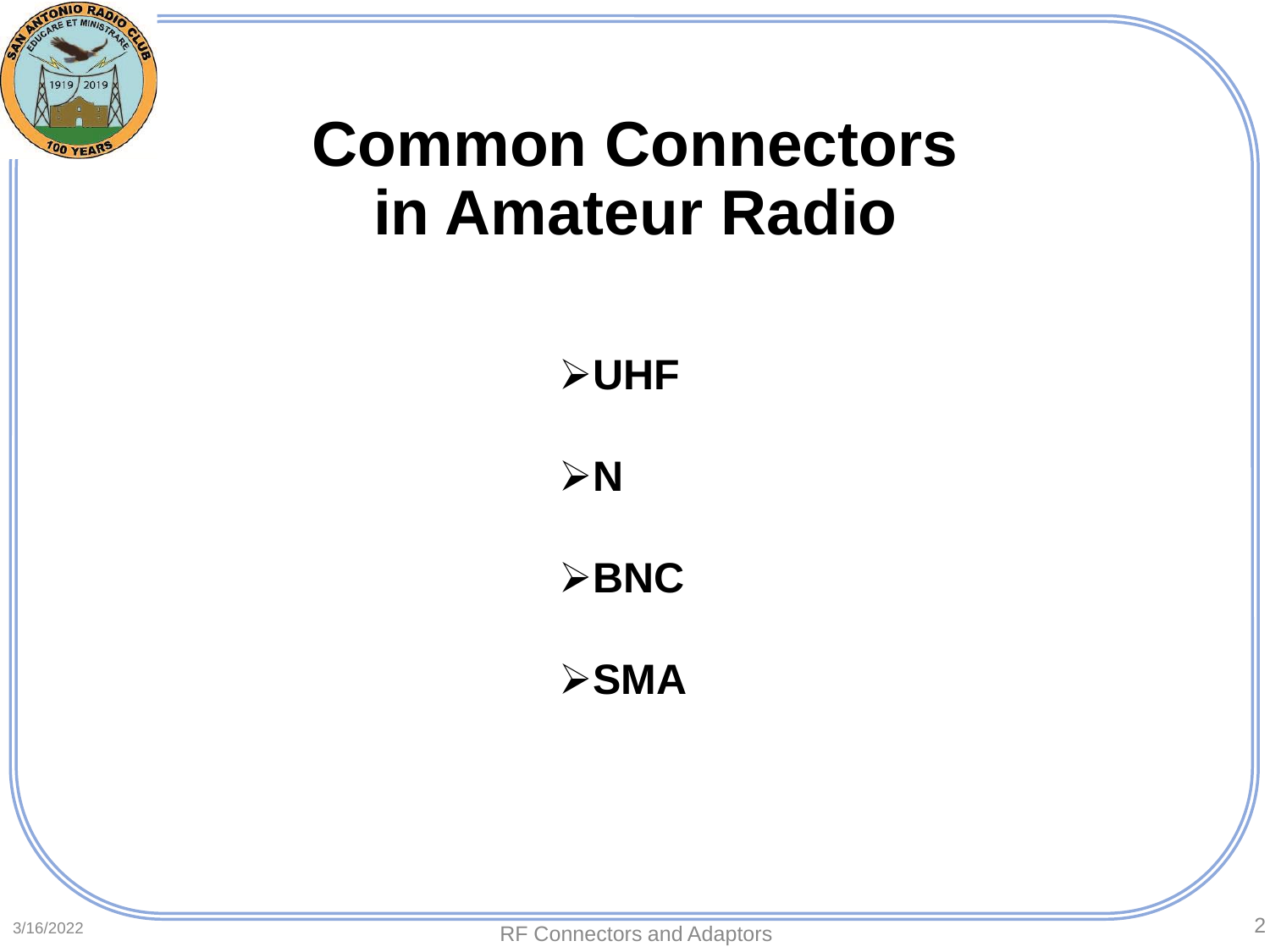# Common Connectors in Amateur Radio

- **UHF**
- **N**
- **BNC**
- **SMA**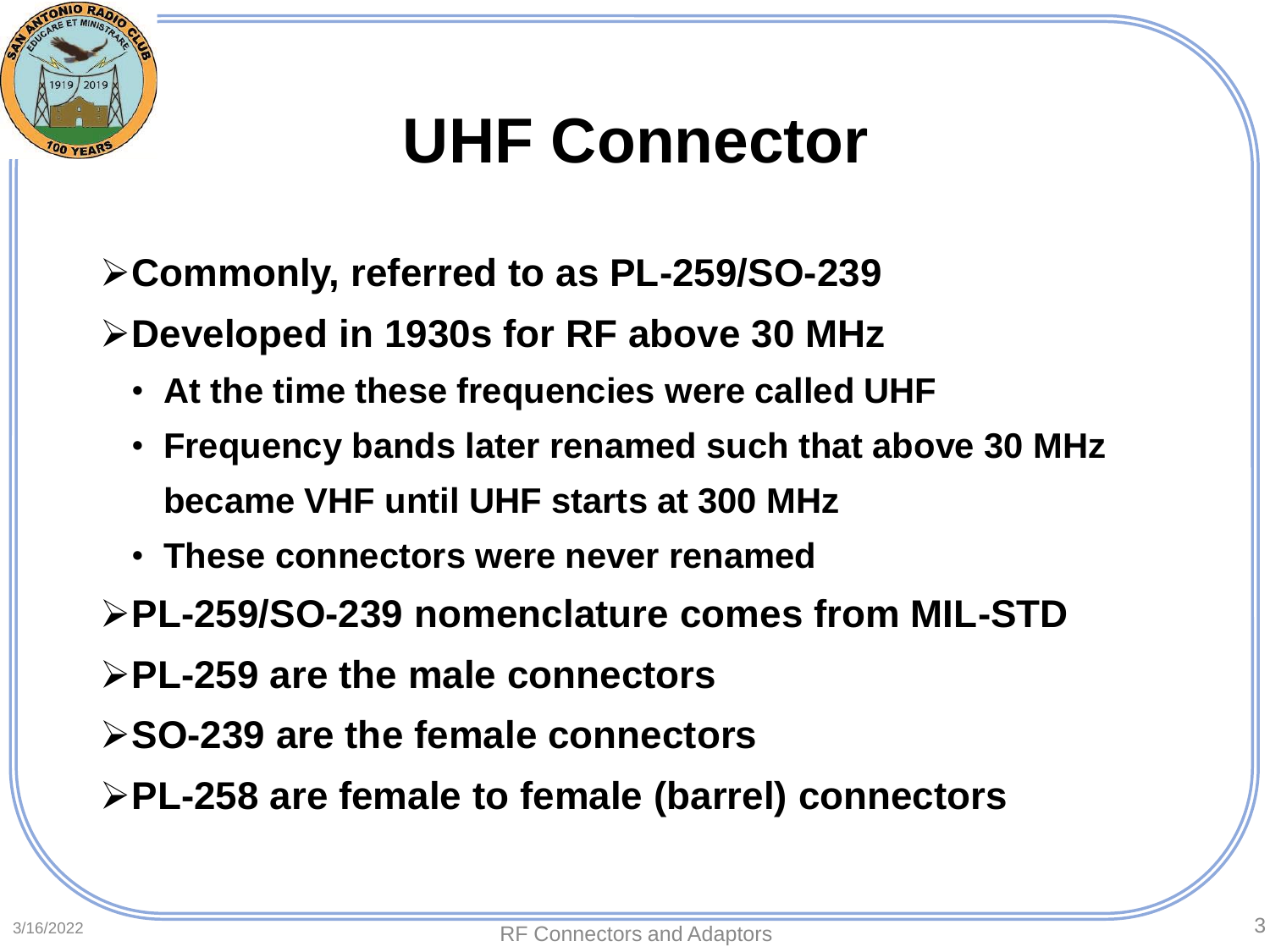# UHF Connector

- **Commonly, referred to as PL-259/SO-239**
- **Developed in 1930s for RF above 30 MHz**
  - **At the time these frequencies were called UHF**
  - **Frequency bands later renamed such that above 30 MHz became VHF until UHF starts at 300 MHz**
  - **These connectors were never renamed**
- **PL-259/SO-239 nomenclature comes from MIL-STD**
- **PL-259 are the male connectors**
- **SO-239 are the female connectors**
- **PL-258 are female to female (barrel) connectors**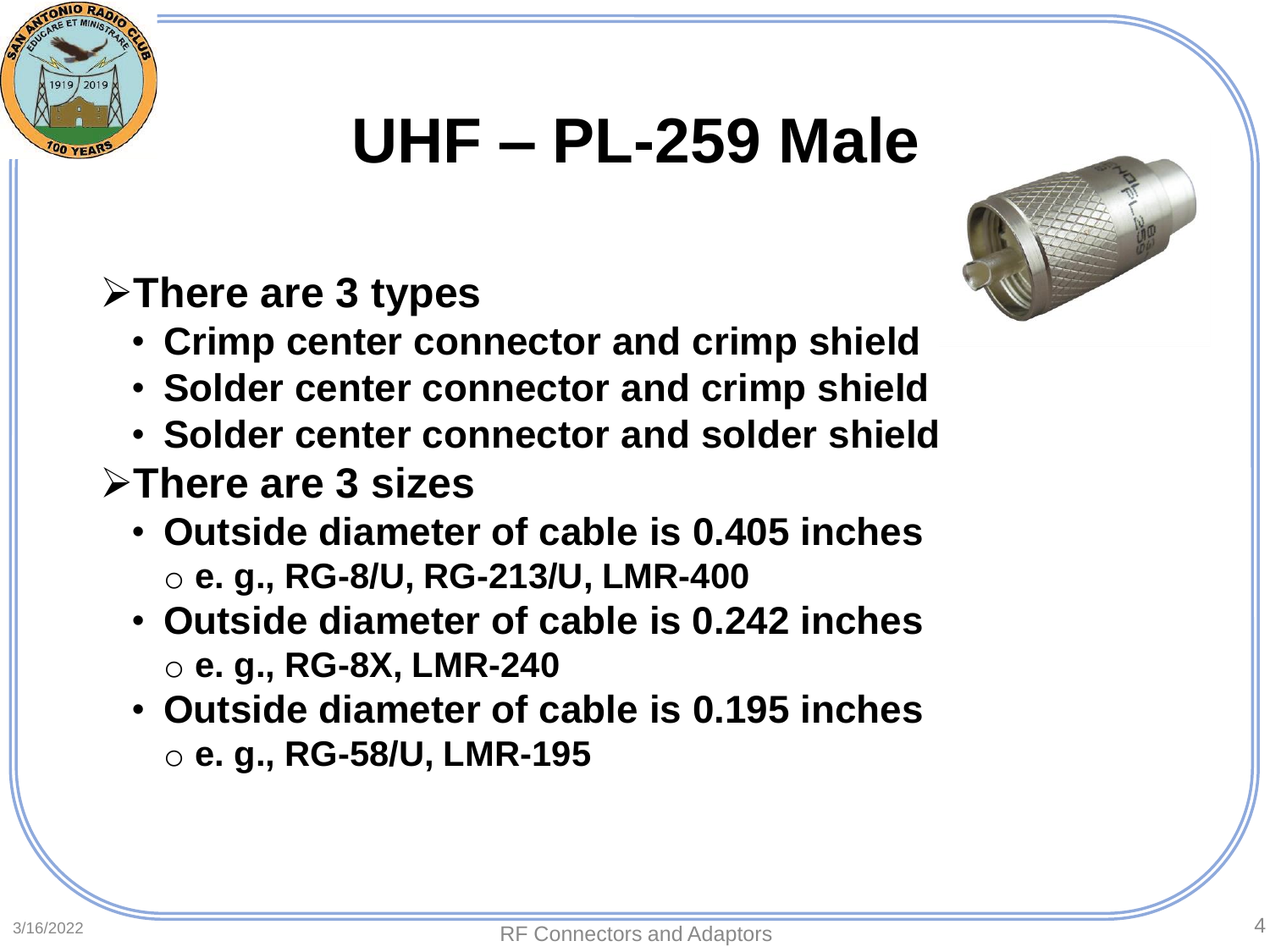# UHF – PL-259 Male

- **There are 3 types**
  - **Crimp center connector and crimp shield**
  - **Solder center connector and crimp shield**
  - **Solder center connector and solder shield**
- **There are 3 sizes**
  - **Outside diameter of cable is 0.405 inches**
    - **e. g., RG-8/U, RG-213/U, LMR-400**
  - **Outside diameter of cable is 0.242 inches**
    - **e. g., RG-8X, LMR-240**
  - **Outside diameter of cable is 0.195 inches**
    - **e. g., RG-58/U, LMR-195**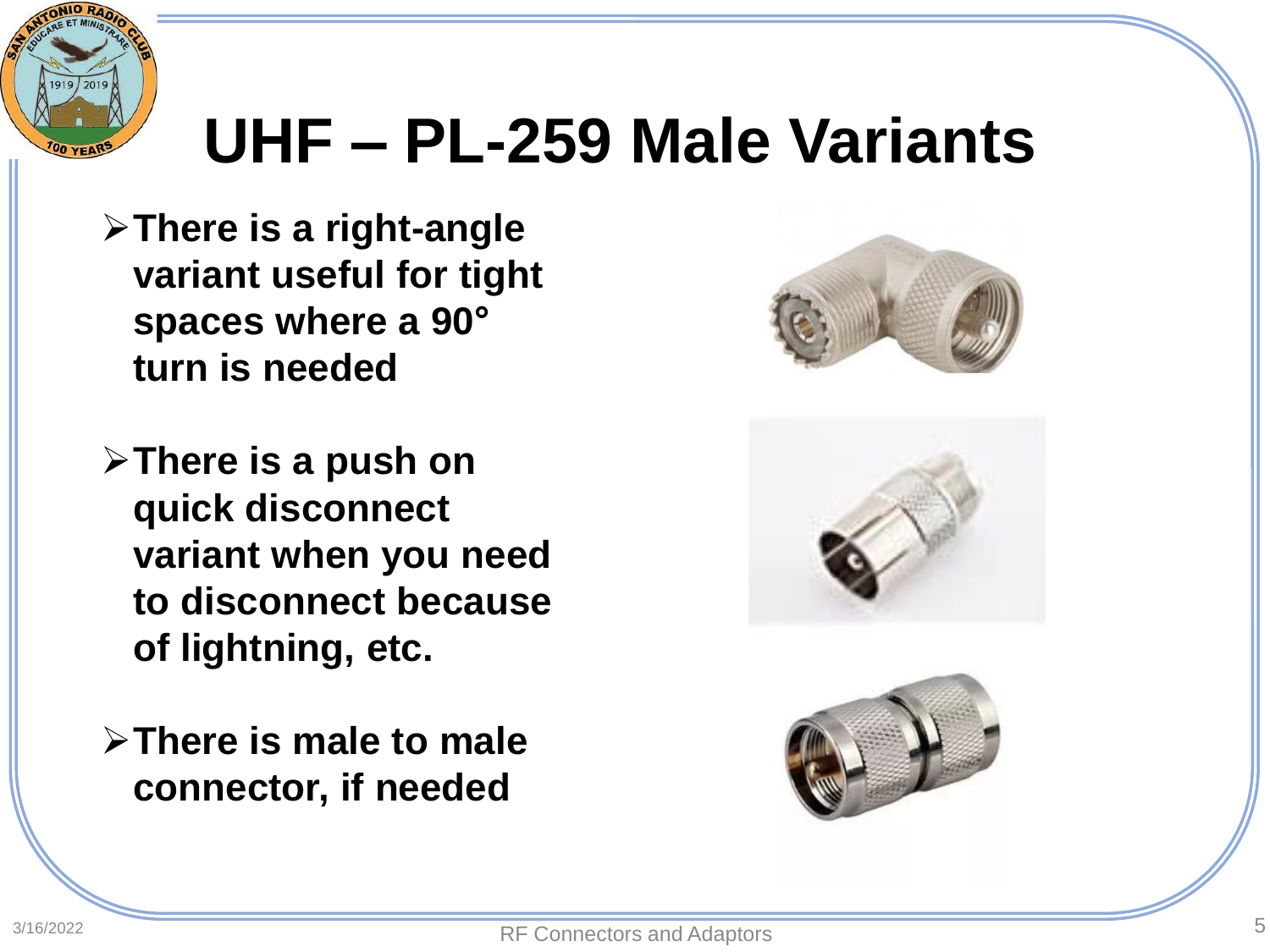# UHF – PL-259 Male Variants

- There is a right-angle variant useful for tight spaces where a 90° turn is needed
- There is a push on quick disconnect variant when you need to disconnect because of lightning, etc.
- There is male to male connector, if needed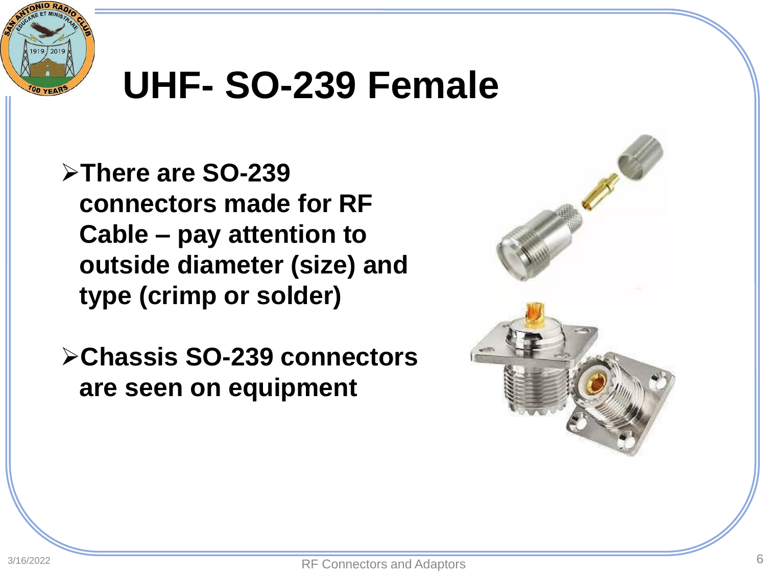# UHF- SO-239 Female

- **There are SO-239 connectors made for RF Cable – pay attention to outside diameter (size) and type (crimp or solder)**

- **Chassis SO-239 connectors are seen on equipment**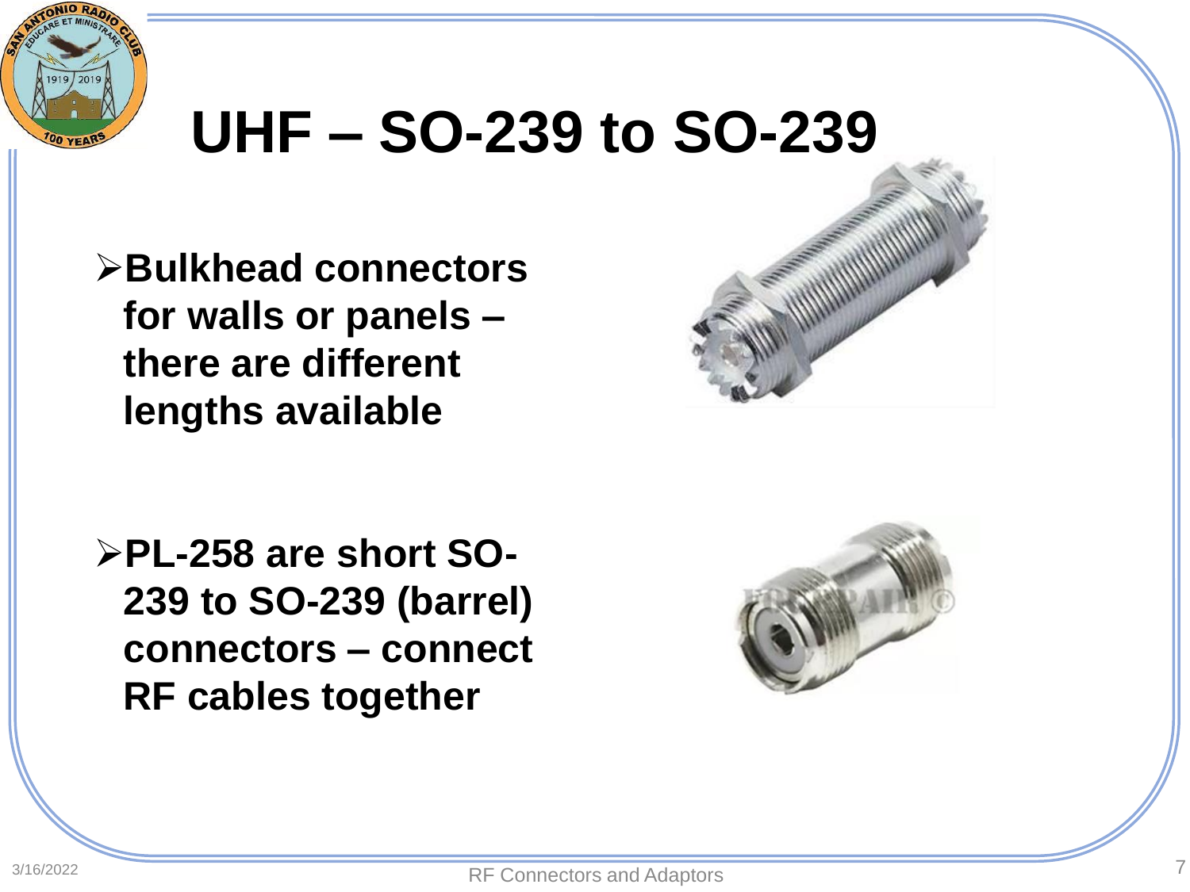# UHF – SO-239 to SO-239

- **Bulkhead connectors for walls or panels – there are different lengths available**

- **PL-258 are short SO-239 to SO-239 (barrel) connectors – connect RF cables together**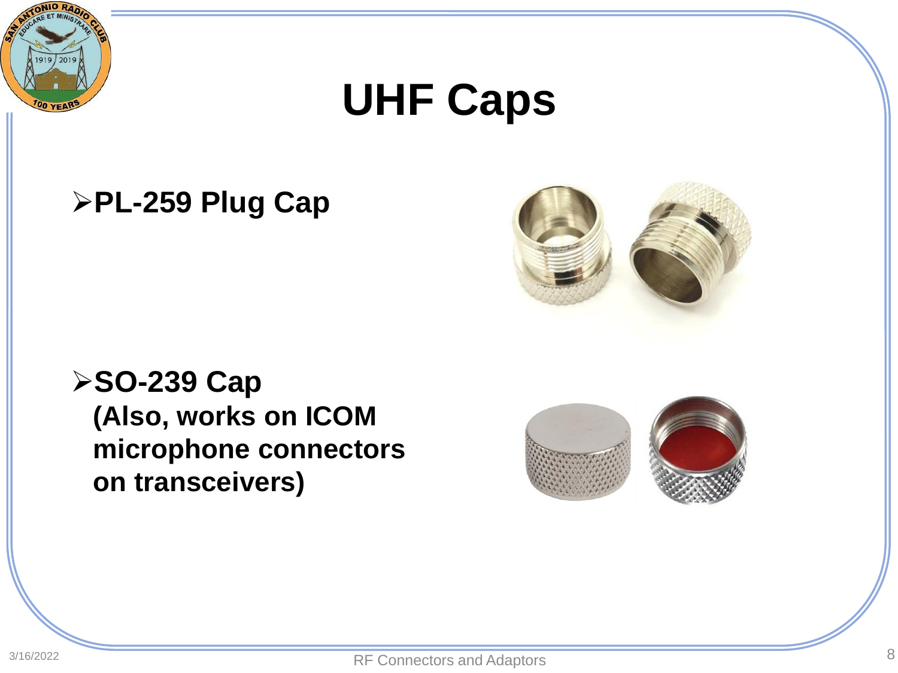# UHF Caps

- **PL-259 Plug Cap**

- **SO-239 Cap**
  **(Also, works on ICOM microphone connectors on transceivers)**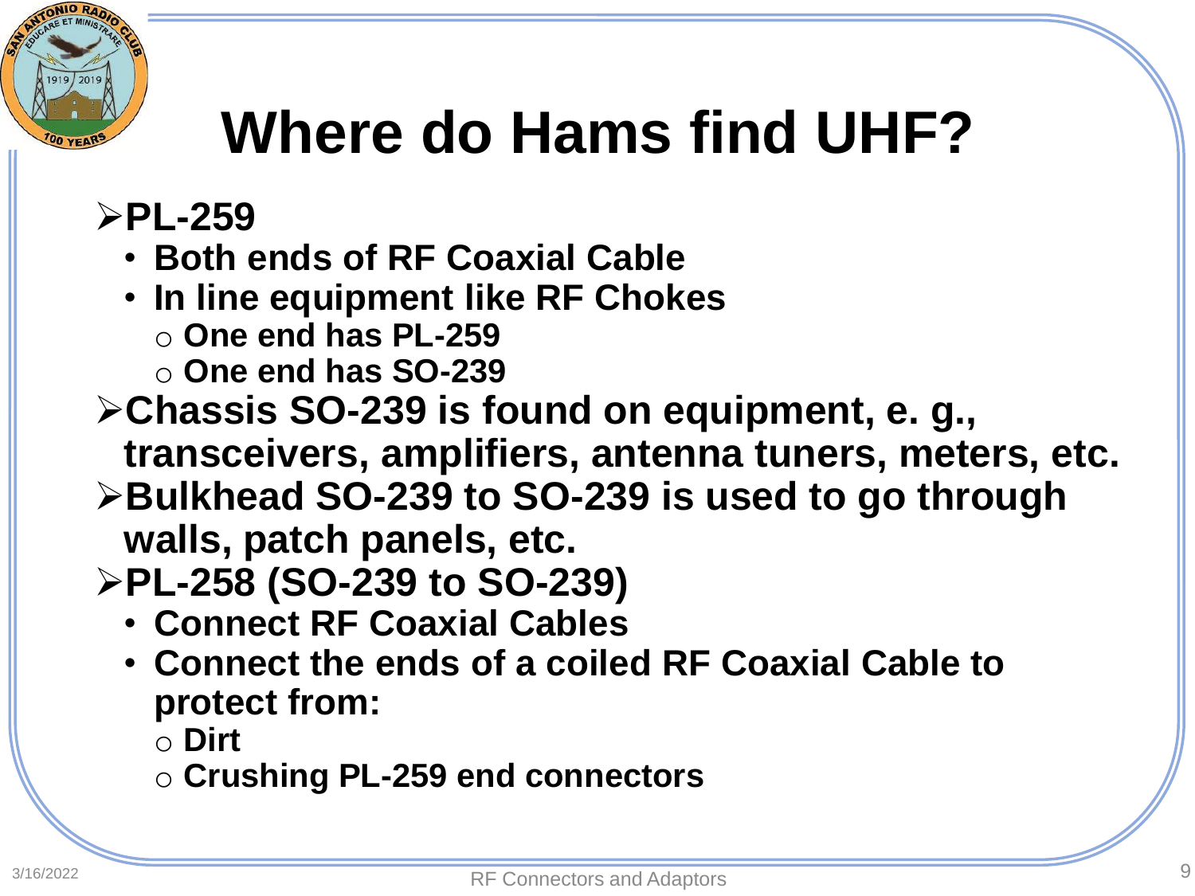# Where do Hams find UHF?

- **PL-259**
  - **Both ends of RF Coaxial Cable**
  - **In line equipment like RF Chokes**
    - **One end has PL-259**
    - **One end has SO-239**
- **Chassis SO-239 is found on equipment, e. g., transceivers, amplifiers, antenna tuners, meters, etc.**
- **Bulkhead SO-239 to SO-239 is used to go through walls, patch panels, etc.**
- **PL-258 (SO-239 to SO-239)**
  - **Connect RF Coaxial Cables**
  - **Connect the ends of a coiled RF Coaxial Cable to protect from:**
    - **Dirt**
    - **Crushing PL-259 end connectors**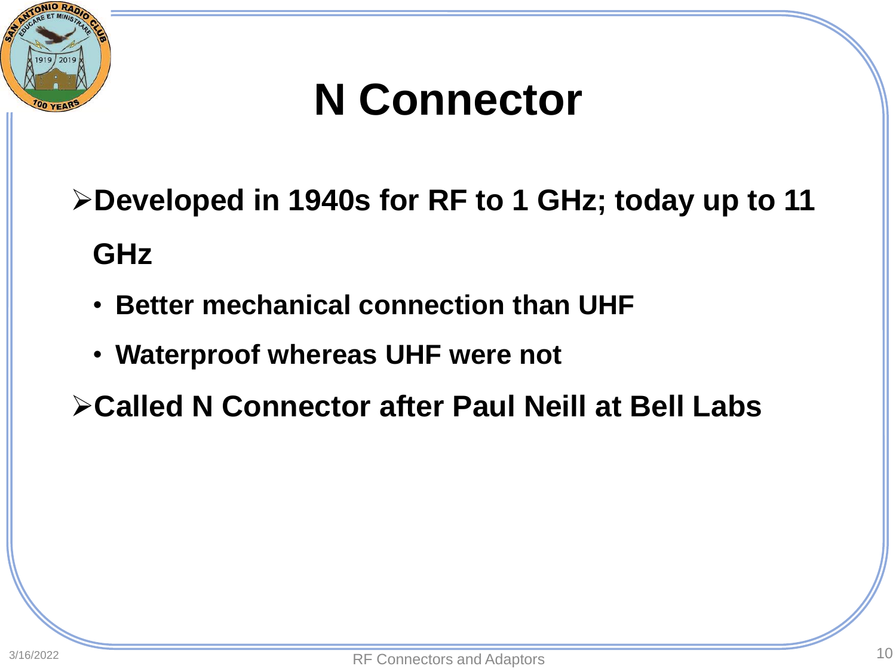# N Connector

- **Developed in 1940s for RF to 1 GHz; today up to 11 GHz**
  - **Better mechanical connection than UHF**
  - **Waterproof whereas UHF were not**
- **Called N Connector after Paul Neill at Bell Labs**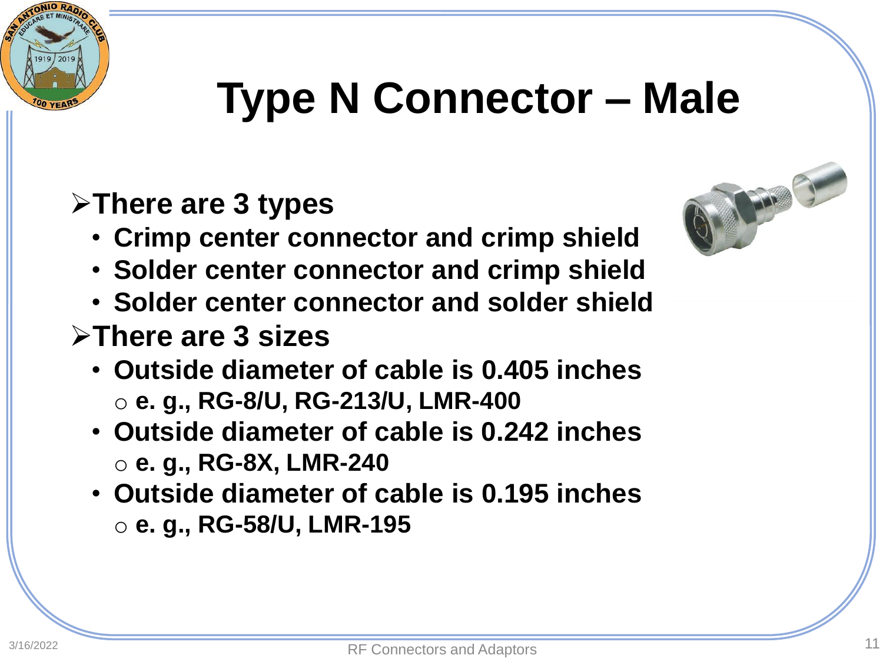# Type N Connector – Male

- **There are 3 types**
  - **Crimp center connector and crimp shield**
  - **Solder center connector and crimp shield**
  - **Solder center connector and solder shield**
- **There are 3 sizes**
  - **Outside diameter of cable is 0.405 inches**
    - **e. g., RG-8/U, RG-213/U, LMR-400**
  - **Outside diameter of cable is 0.242 inches**
    - **e. g., RG-8X, LMR-240**
  - **Outside diameter of cable is 0.195 inches**
    - **e. g., RG-58/U, LMR-195**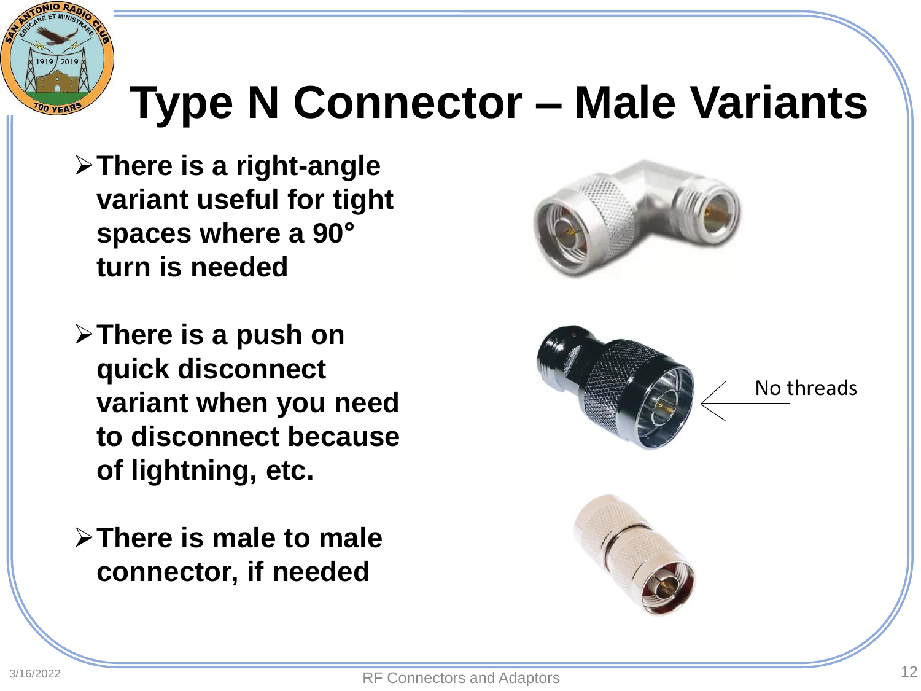# Type N Connector – Male Variants

- There is a right-angle variant useful for tight spaces where a 90° turn is needed
- There is a push on quick disconnect variant when you need to disconnect because of lightning, etc.
- There is male to male connector, if needed

No threads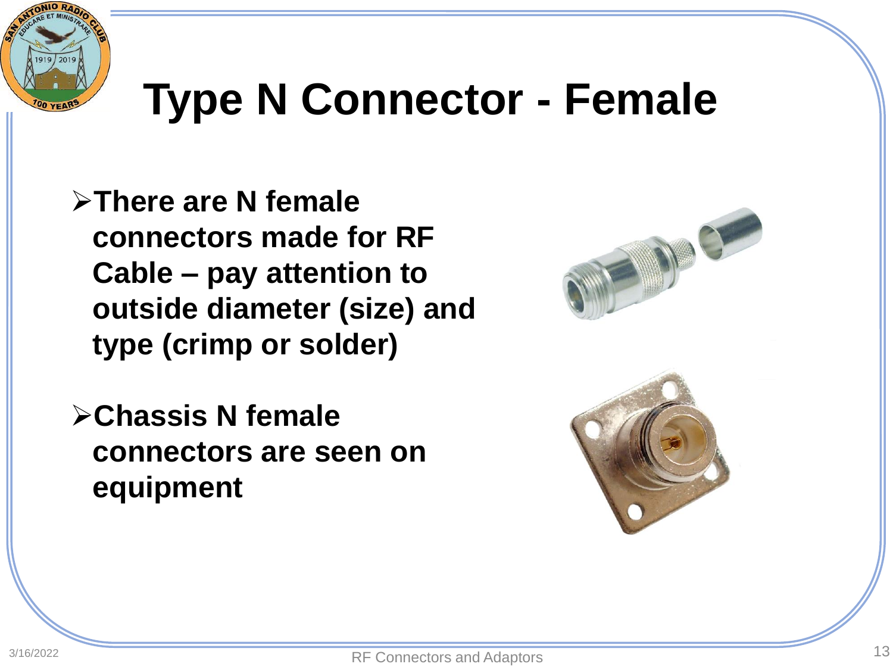# Type N Connector - Female

- **There are N female connectors made for RF Cable – pay attention to outside diameter (size) and type (crimp or solder)**

- **Chassis N female connectors are seen on equipment**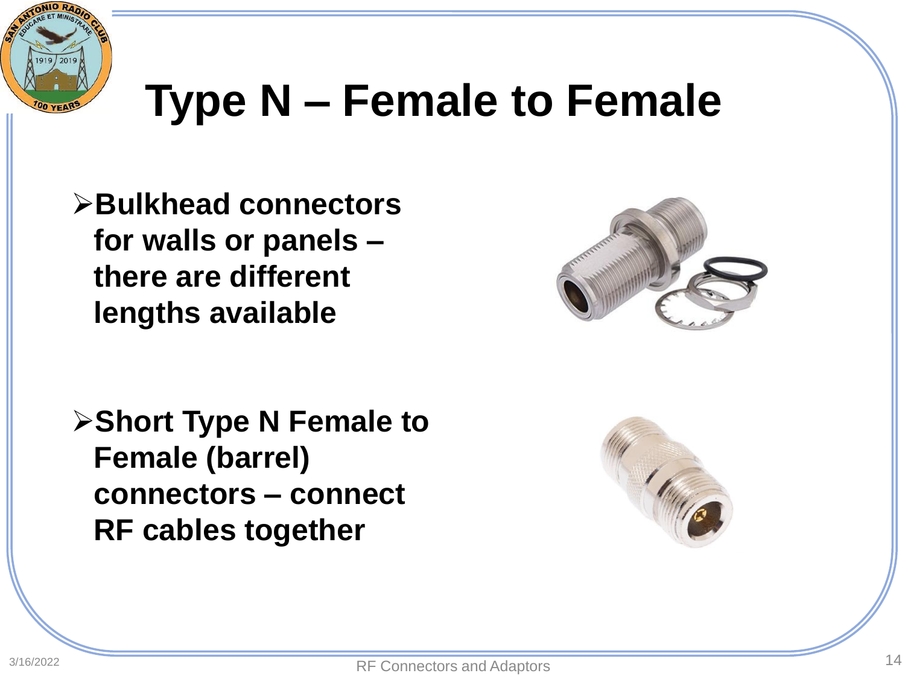# Type N – Female to Female

- **Bulkhead connectors for walls or panels – there are different lengths available**

- **Short Type N Female to Female (barrel) connectors – connect RF cables together**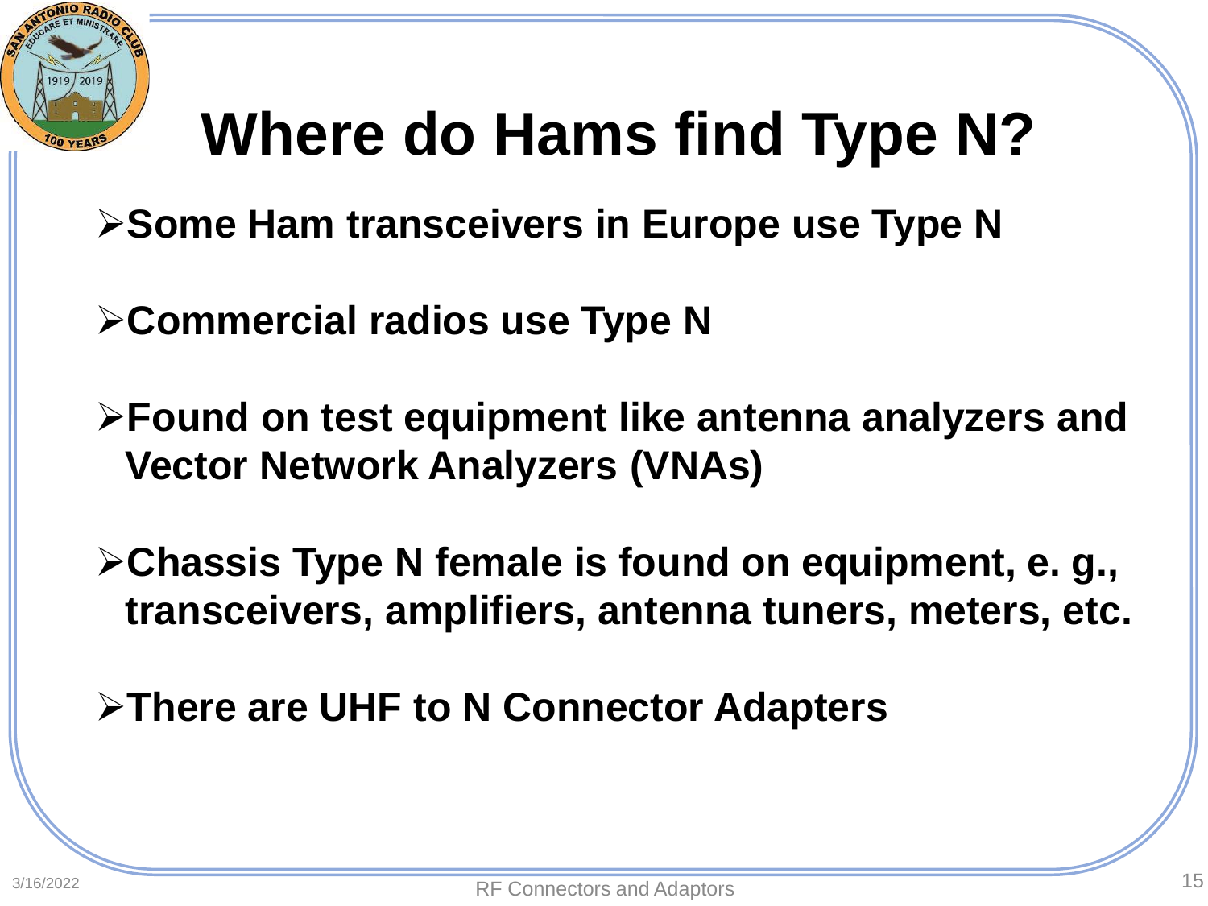# Where do Hams find Type N?

- **Some Ham transceivers in Europe use Type N**
- **Commercial radios use Type N**
- **Found on test equipment like antenna analyzers and Vector Network Analyzers (VNAs)**
- **Chassis Type N female is found on equipment, e. g., transceivers, amplifiers, antenna tuners, meters, etc.**
- **There are UHF to N Connector Adapters**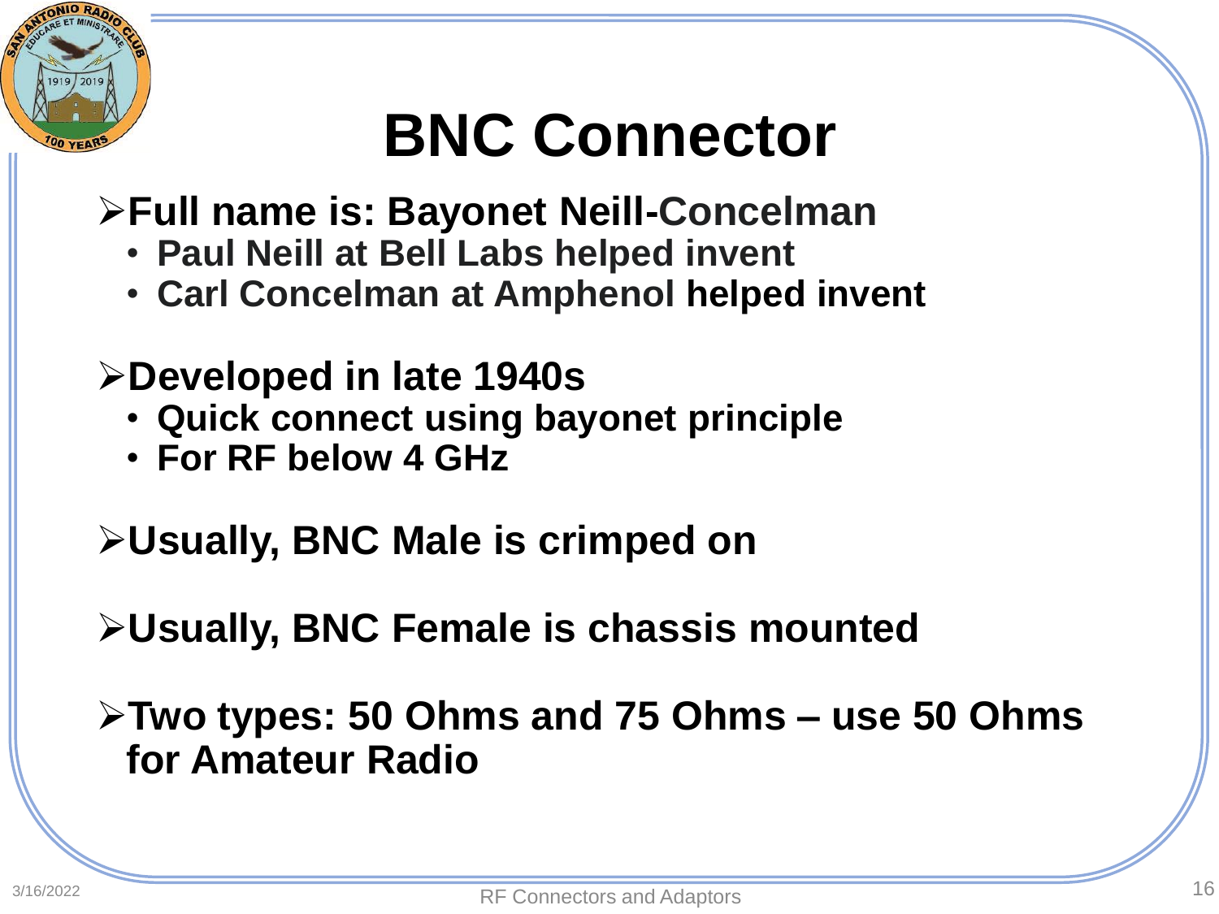# BNC Connector

- **Full name is: Bayonet Neill-Concelman**
  - **Paul Neill at Bell Labs helped invent**
  - **Carl Concelman at Amphenol helped invent**
- **Developed in late 1940s**
  - **Quick connect using bayonet principle**
  - **For RF below 4 GHz**
- **Usually, BNC Male is crimped on**
- **Usually, BNC Female is chassis mounted**
- **Two types: 50 Ohms and 75 Ohms – use 50 Ohms for Amateur Radio**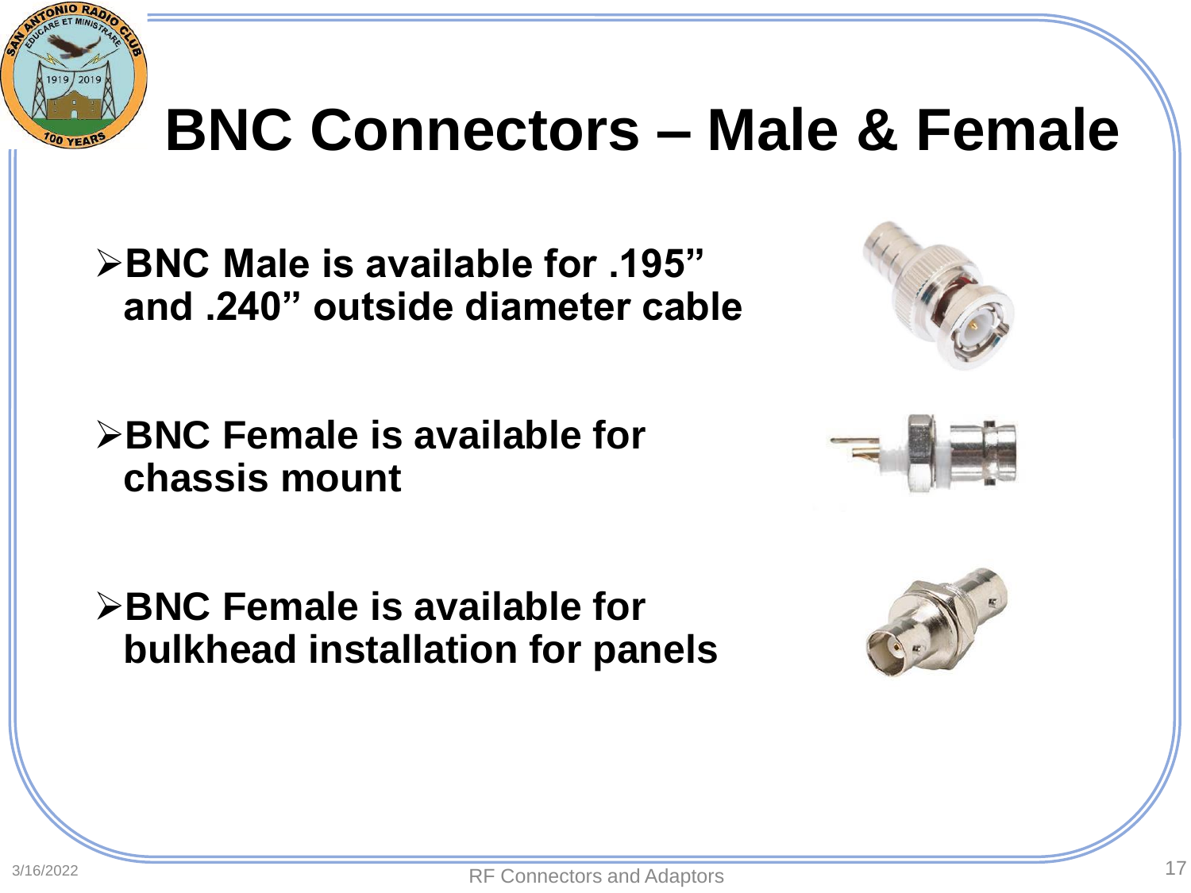# BNC Connectors – Male & Female

- **BNC Male is available for .195" and .240" outside diameter cable**
- **BNC Female is available for chassis mount**
- **BNC Female is available for bulkhead installation for panels**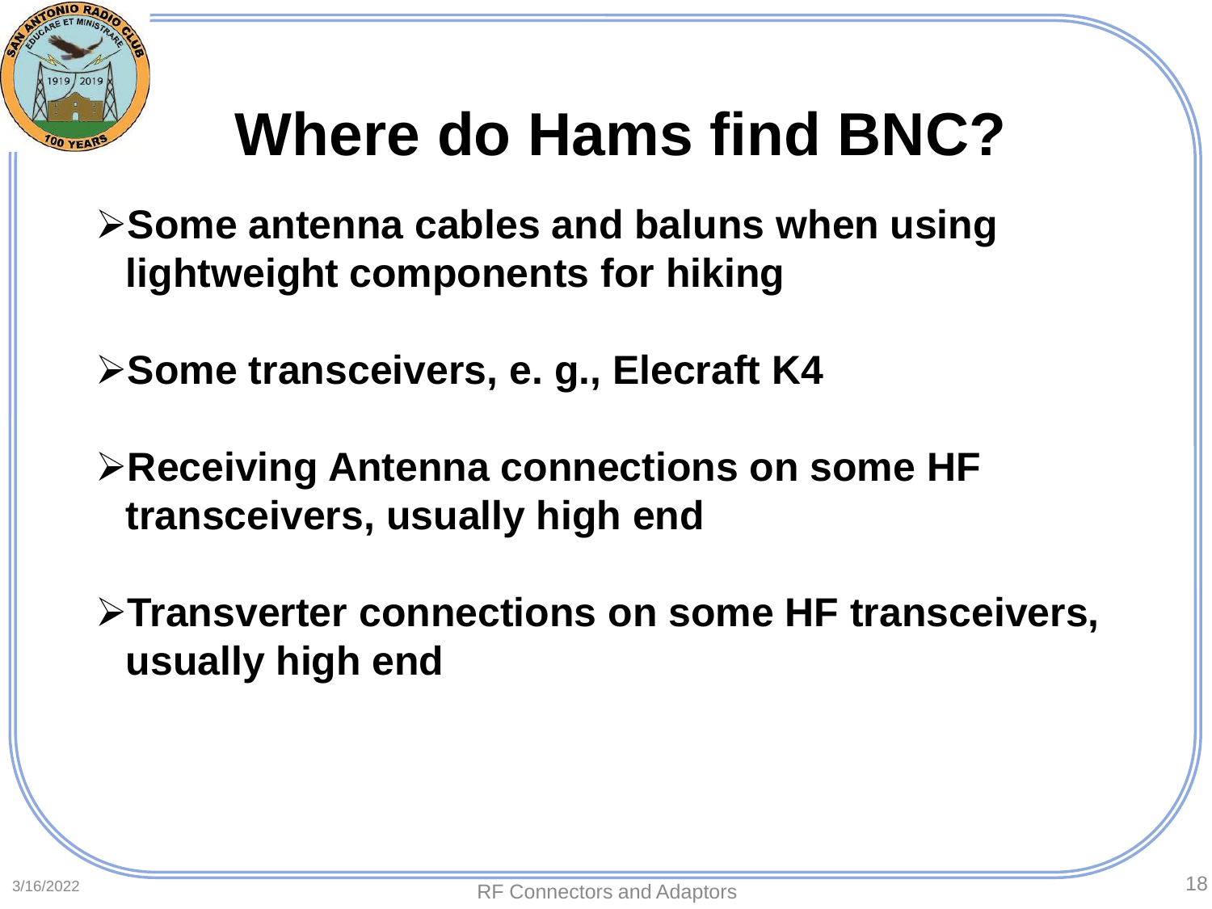# Where do Hams find BNC?

- **Some antenna cables and baluns when using lightweight components for hiking**
- **Some transceivers, e. g., Elecraft K4**
- **Receiving Antenna connections on some HF transceivers, usually high end**
- **Transverter connections on some HF transceivers, usually high end**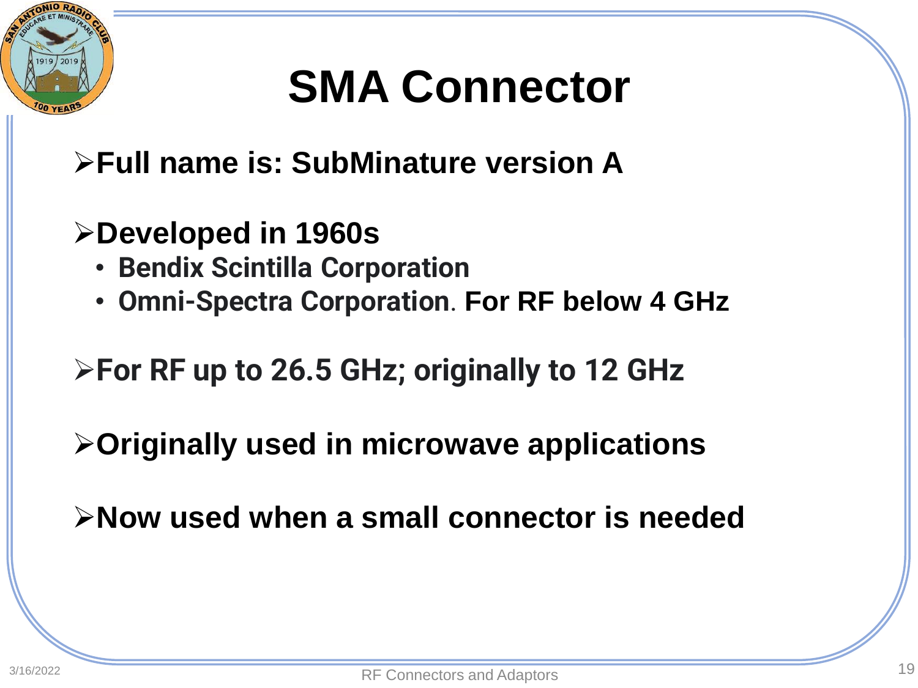# SMA Connector

- **Full name is: SubMinature version A**
- **Developed in 1960s**
  - **Bendix Scintilla Corporation**
  - **Omni-Spectra Corporation. For RF below 4 GHz**
- **For RF up to 26.5 GHz; originally to 12 GHz**
- **Originally used in microwave applications**
- **Now used when a small connector is needed**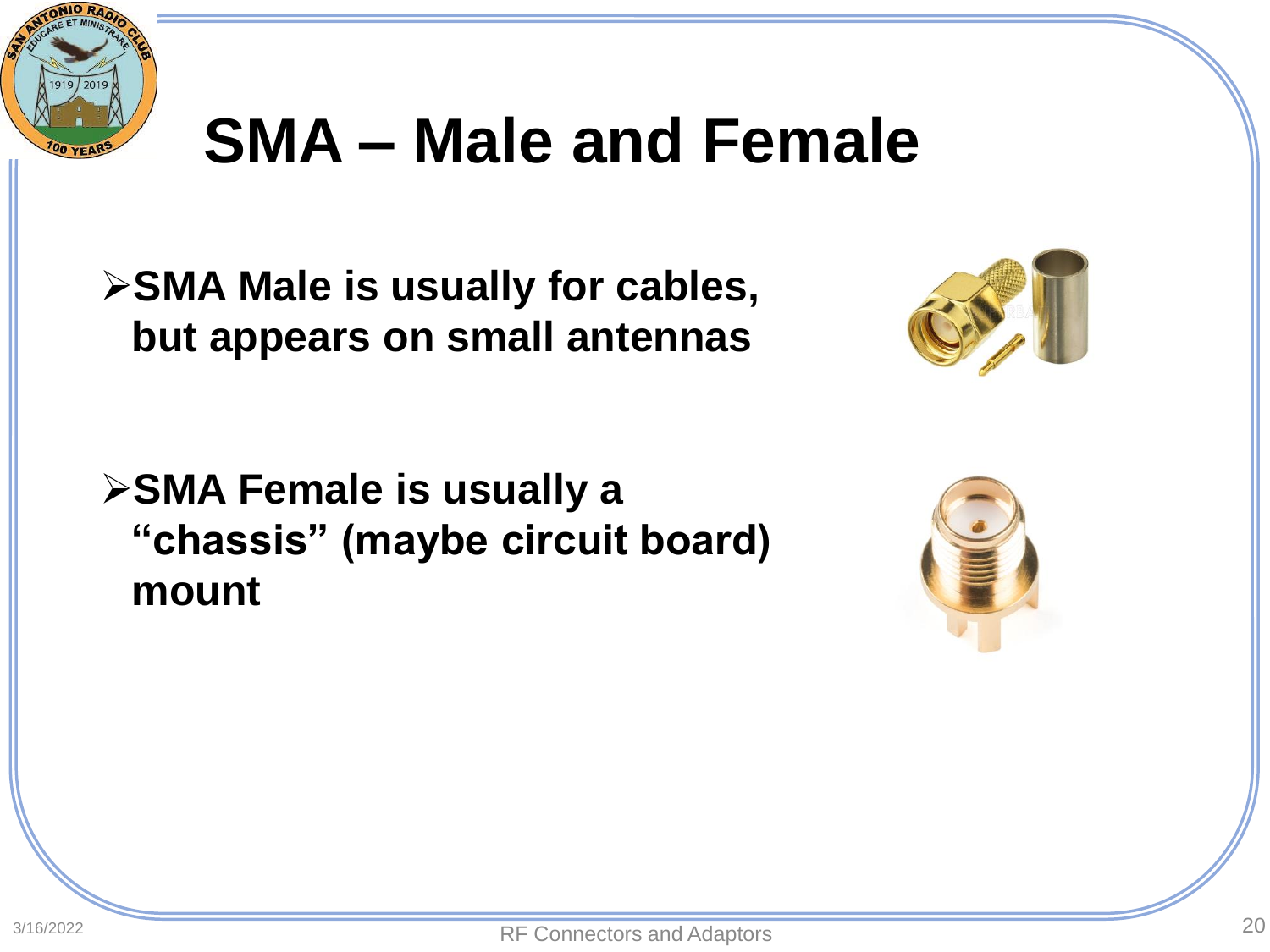# SMA – Male and Female

- **SMA Male is usually for cables, but appears on small antennas**

- **SMA Female is usually a "chassis" (maybe circuit board) mount**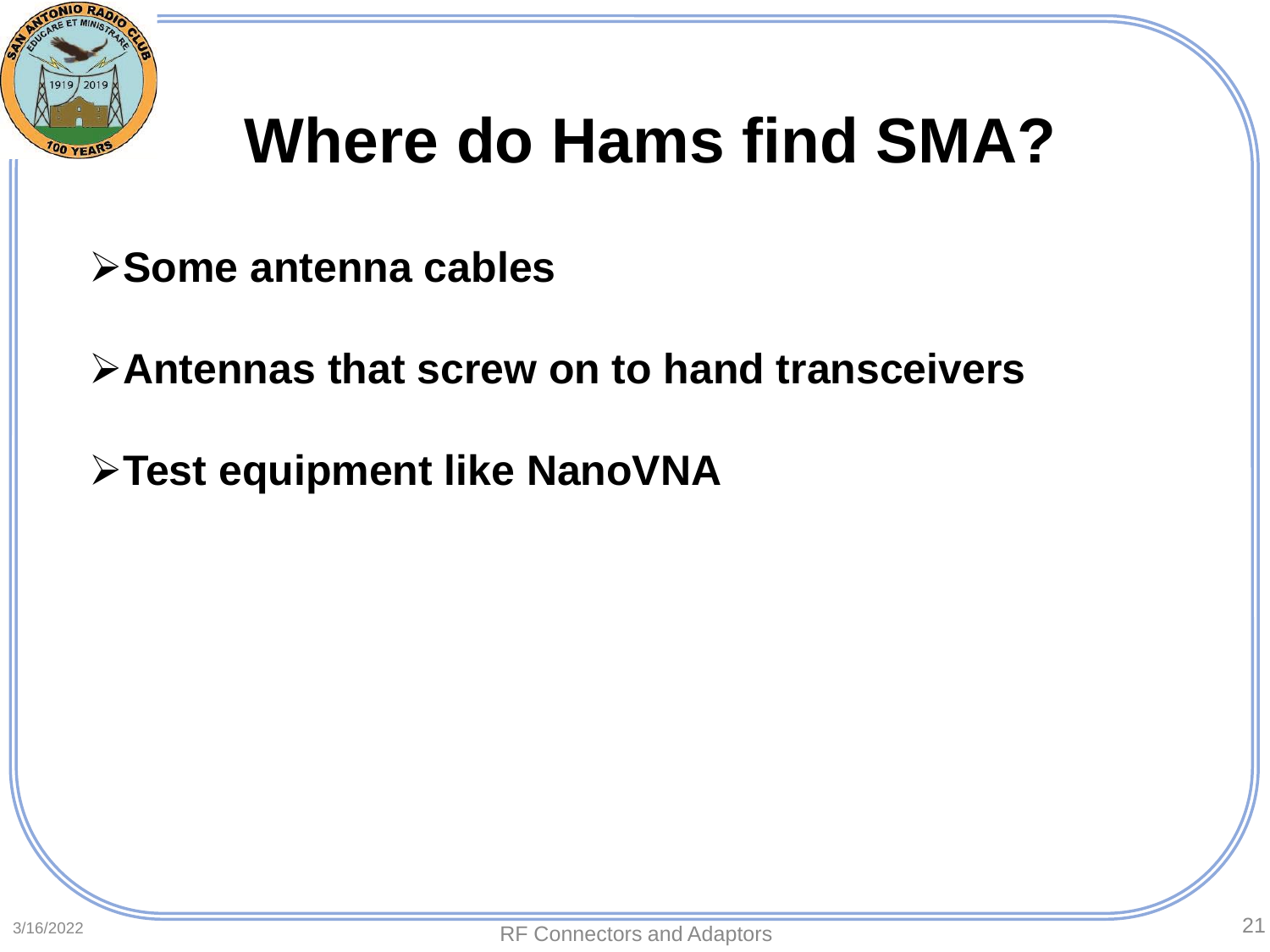# Where do Hams find SMA?

- **Some antenna cables**
- **Antennas that screw on to hand transceivers**
- **Test equipment like NanoVNA**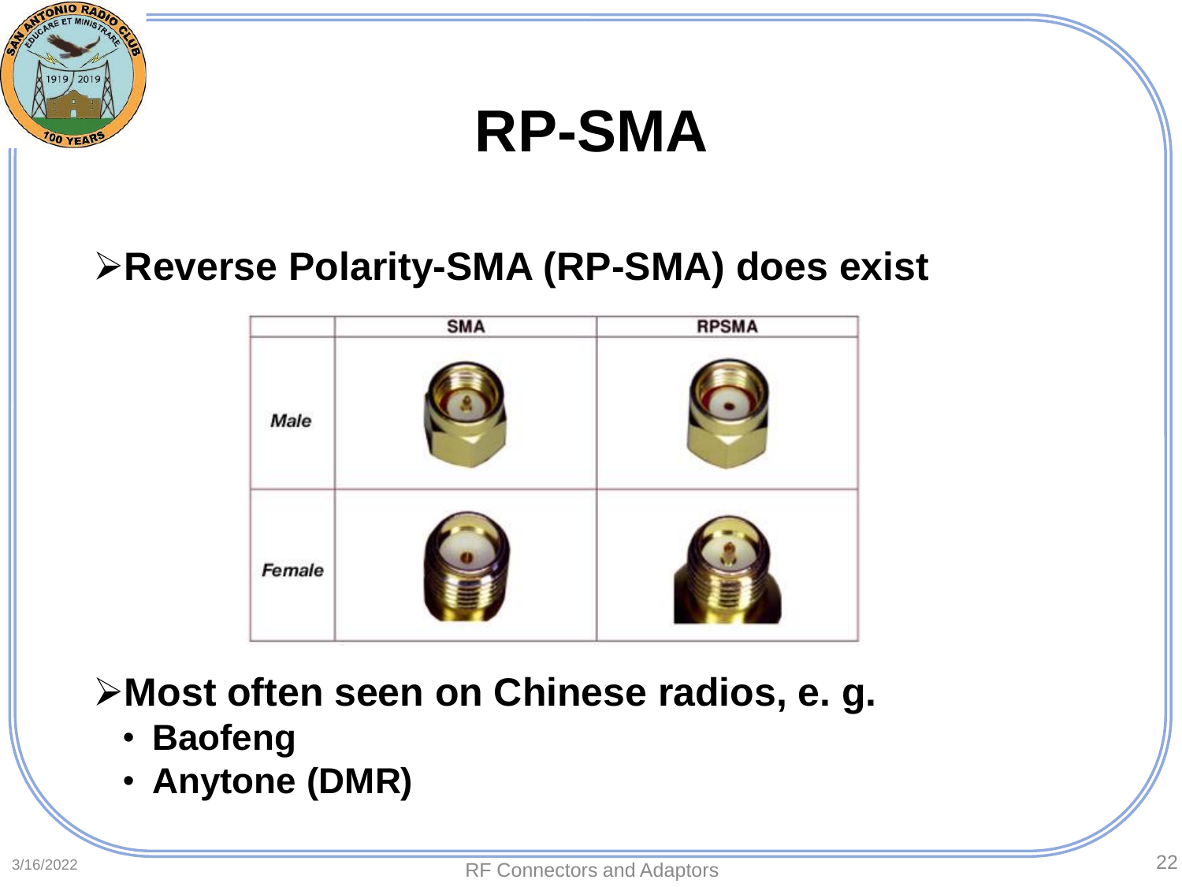# RP-SMA

- **Reverse Polarity-SMA (RP-SMA) does exist**

| | SMA | RPSMA |
|---|---|---|
| *Male* | | |
| *Female* | | |

- **Most often seen on Chinese radios, e. g.**
  - **Baofeng**
  - **Anytone (DMR)**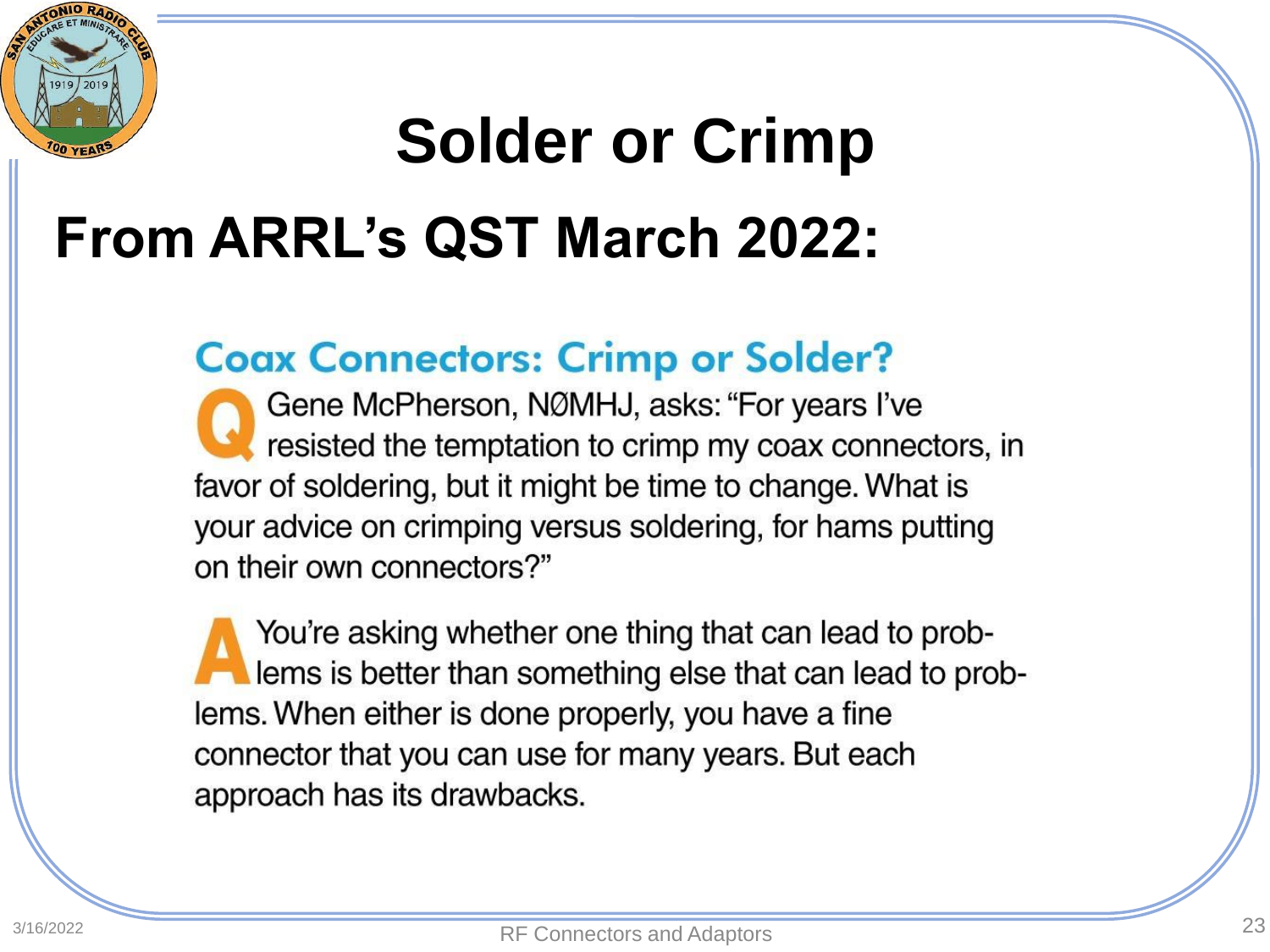# Solder or Crimp

## From ARRL's QST March 2022:

### Coax Connectors: Crimp or Solder?

**Q** Gene McPherson, NØMHJ, asks: "For years I've resisted the temptation to crimp my coax connectors, in favor of soldering, but it might be time to change. What is your advice on crimping versus soldering, for hams putting on their own connectors?"

**A** You're asking whether one thing that can lead to problems is better than something else that can lead to problems. When either is done properly, you have a fine connector that you can use for many years. But each approach has its drawbacks.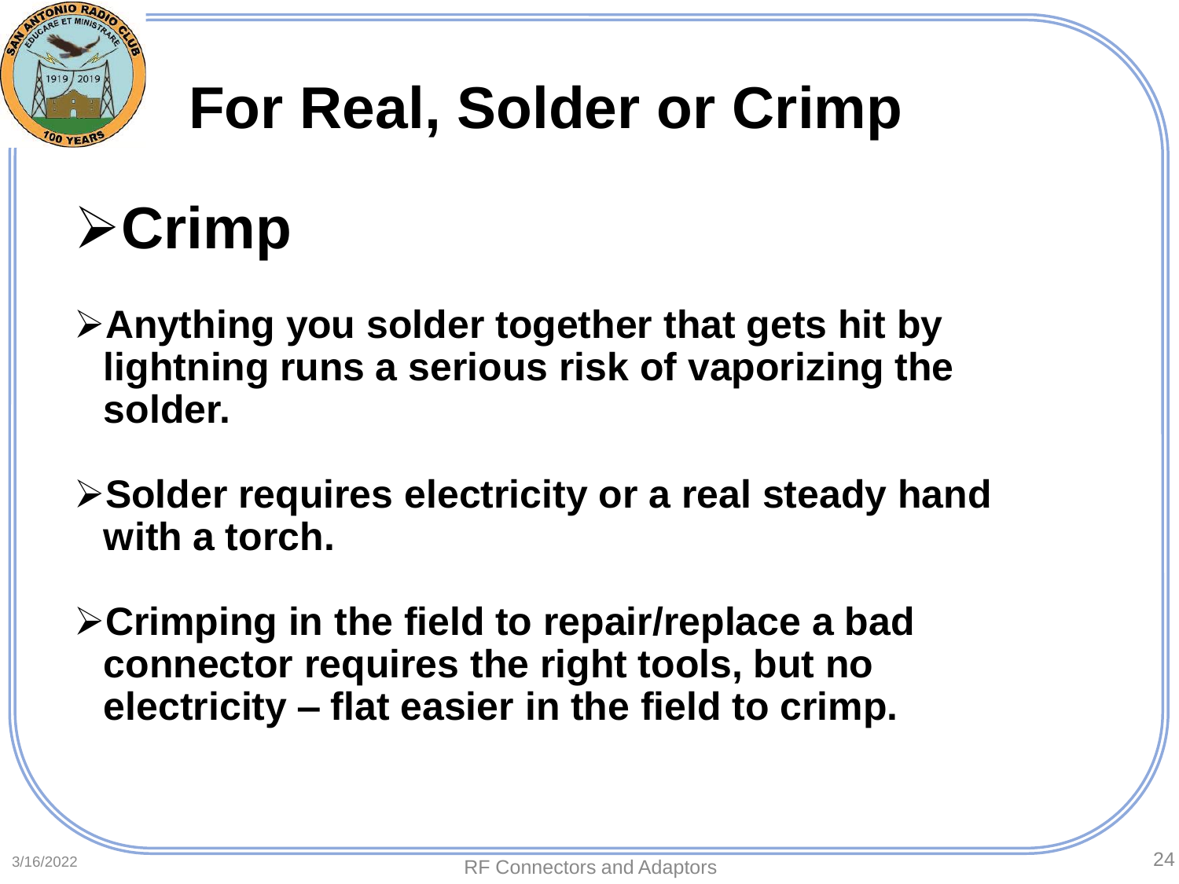# For Real, Solder or Crimp

## Crimp

- **Anything you solder together that gets hit by lightning runs a serious risk of vaporizing the solder.**
- **Solder requires electricity or a real steady hand with a torch.**
- **Crimping in the field to repair/replace a bad connector requires the right tools, but no electricity – flat easier in the field to crimp.**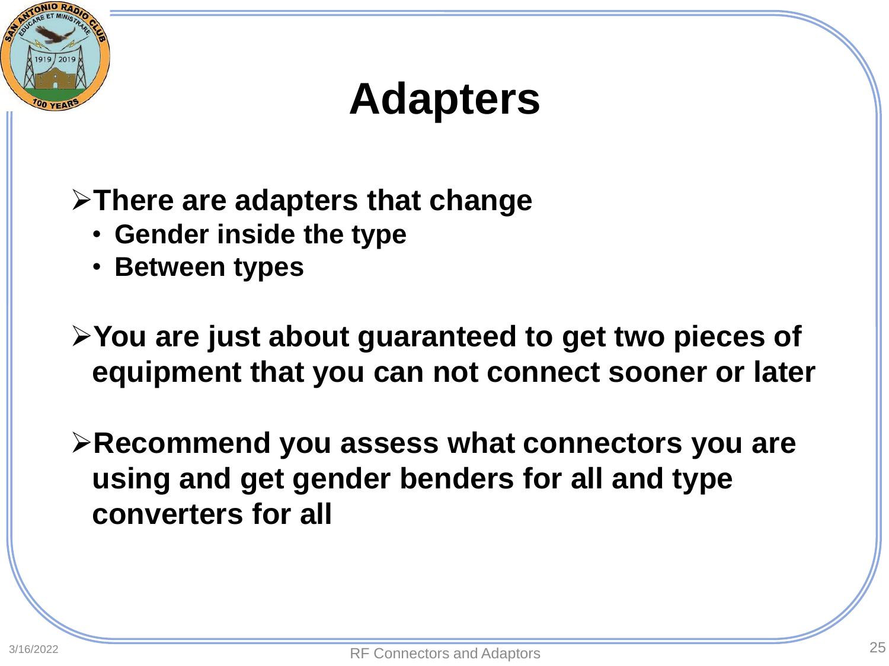# Adapters

- **There are adapters that change**
  - **Gender inside the type**
  - **Between types**
- **You are just about guaranteed to get two pieces of equipment that you can not connect sooner or later**
- **Recommend you assess what connectors you are using and get gender benders for all and type converters for all**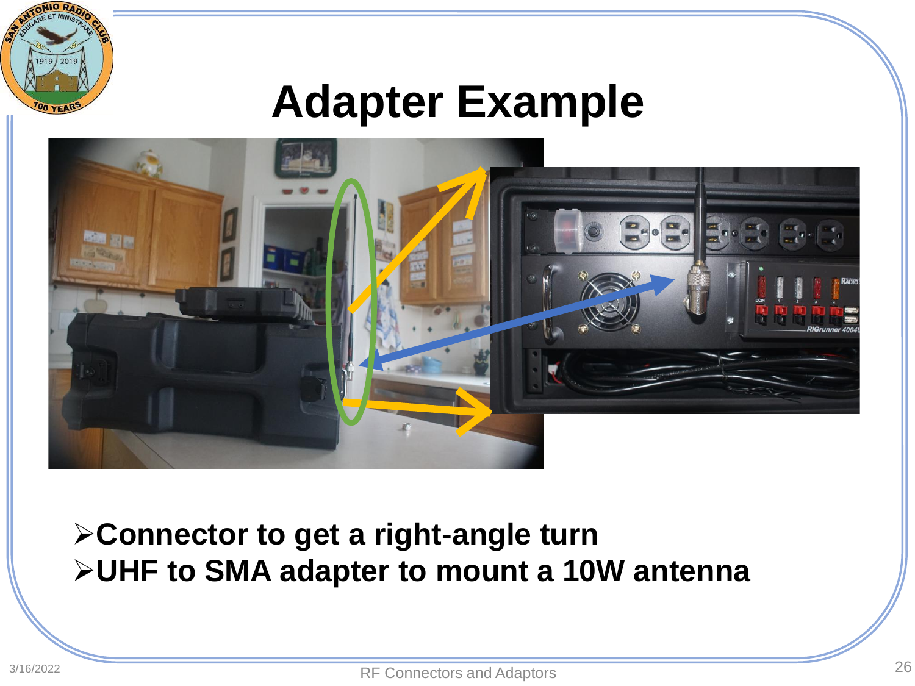# Adapter Example

- **Connector to get a right-angle turn**
- **UHF to SMA adapter to mount a 10W antenna**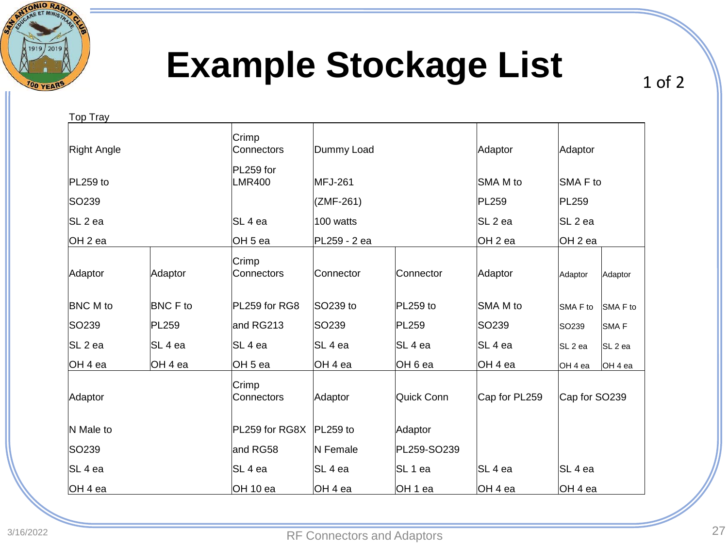# Example Stockage List

1 of 2

Top Tray

| | | | | | | | |
|---|---|---|---|---|---|---|---|
| Right Angle<br><br>PL259 to<br>SO239<br>SL 2 ea<br>OH 2 ea | | Crimp Connectors<br>PL259 for LMR400<br><br>SL 4 ea<br>OH 5 ea | Dummy Load<br><br>MFJ-261<br>(ZMF-261)<br>100 watts<br>PL259 - 2 ea | | Adaptor<br><br>SMA M to<br>PL259<br>SL 2 ea<br>OH 2 ea | Adaptor<br><br>SMA F to<br>PL259<br>SL 2 ea<br>OH 2 ea | |
| Adaptor<br><br>BNC M to<br>SO239<br>SL 2 ea<br>OH 4 ea | Adaptor<br><br>BNC F to<br>PL259<br>SL 4 ea<br>OH 4 ea | Crimp Connectors<br><br>PL259 for RG8<br>and RG213<br>SL 4 ea<br>OH 5 ea | Connector<br><br>SO239 to<br>SO239<br>SL 4 ea<br>OH 4 ea | Connector<br><br>PL259 to<br>PL259<br>SL 4 ea<br>OH 6 ea | Adaptor<br><br>SMA M to<br>SO239<br>SL 4 ea<br>OH 4 ea | Adaptor<br><br>SMA F to<br>SO239<br>SL 2 ea<br>OH 4 ea | Adaptor<br><br>SMA F to<br>SMA F<br>SL 2 ea<br>OH 4 ea |
| Adaptor<br><br>N Male to<br>SO239<br>SL 4 ea<br>OH 4 ea | | Crimp Connectors<br><br>PL259 for RG8X<br>and RG58<br>SL 4 ea<br>OH 10 ea | Adaptor<br><br>PL259 to<br>N Female<br>SL 4 ea<br>OH 4 ea | Quick Conn<br><br>Adaptor<br>PL259-SO239<br>SL 1 ea<br>OH 1 ea | Cap for PL259<br><br><br><br>SL 4 ea<br>OH 4 ea | Cap for SO239<br><br><br><br>SL 4 ea<br>OH 4 ea | |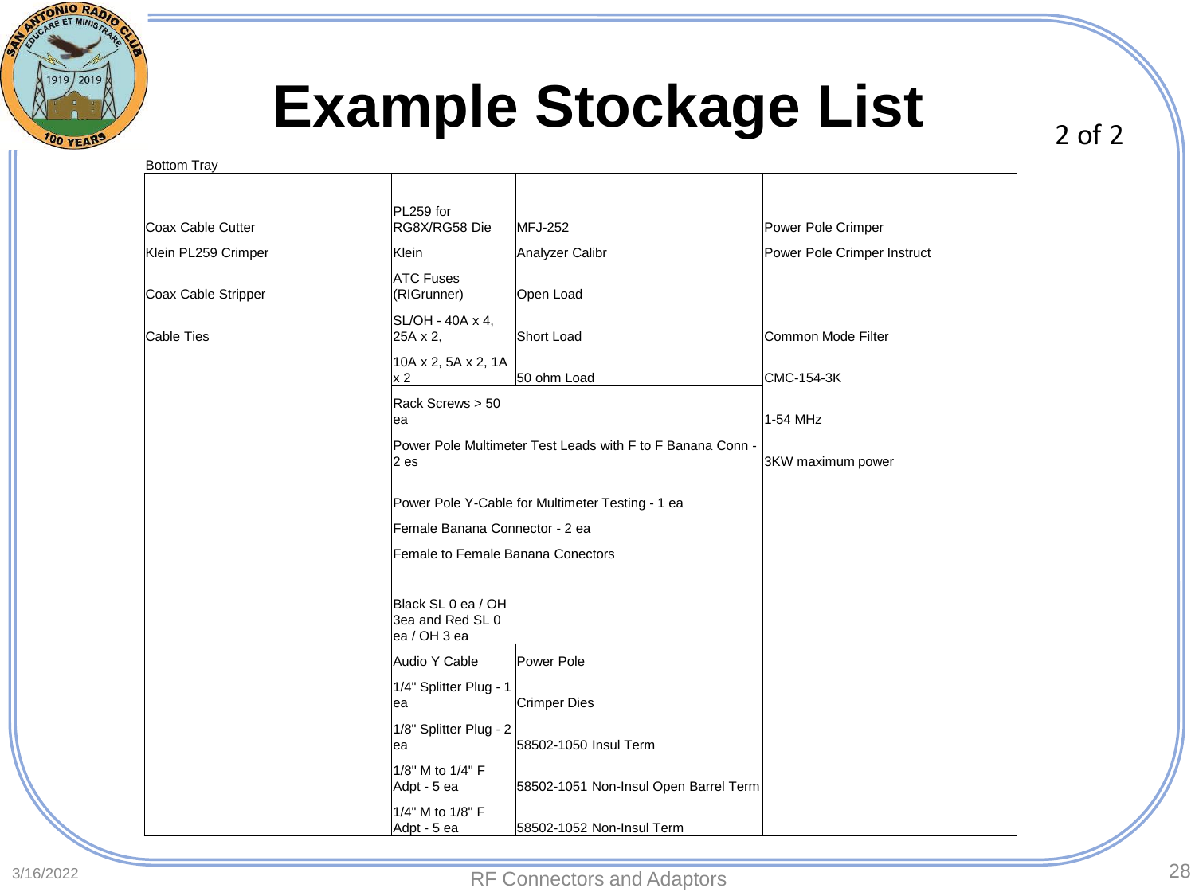# Example Stockage List

2 of 2

Bottom Tray

| Column 1 | Column 2 | Column 3 | Column 4 |
|---|---|---|---|
| Coax Cable Cutter | PL259 for RG8X/RG58 Die | MFJ-252 | Power Pole Crimper |
| Klein PL259 Crimper | Klein | Analyzer Calibr | Power Pole Crimper Instruct |
| Coax Cable Stripper | ATC Fuses (RIGrunner) | Open Load | |
| Cable Ties | SL/OH - 40A x 4, 25A x 2, | Short Load | Common Mode Filter |
| | 10A x 2, 5A x 2, 1A x 2 | 50 ohm Load | CMC-154-3K |
| | Rack Screws > 50 ea | | 1-54 MHz |
| | Power Pole Multimeter Test Leads with F to F Banana Conn - 2 es | | 3KW maximum power |
| | Power Pole Y-Cable for Multimeter Testing - 1 ea | | |
| | Female Banana Connector - 2 ea | | |
| | Female to Female Banana Conectors | | |
| | Black SL 0 ea / OH 3ea and Red SL 0 ea / OH 3 ea | | |
| | Audio Y Cable | Power Pole | |
| | 1/4" Splitter Plug - 1 ea | Crimper Dies | |
| | 1/8" Splitter Plug - 2 ea | 58502-1050 Insul Term | |
| | 1/8" M to 1/4" F Adpt - 5 ea | 58502-1051 Non-Insul Open Barrel Term | |
| | 1/4" M to 1/8" F Adpt - 5 ea | 58502-1052 Non-Insul Term | |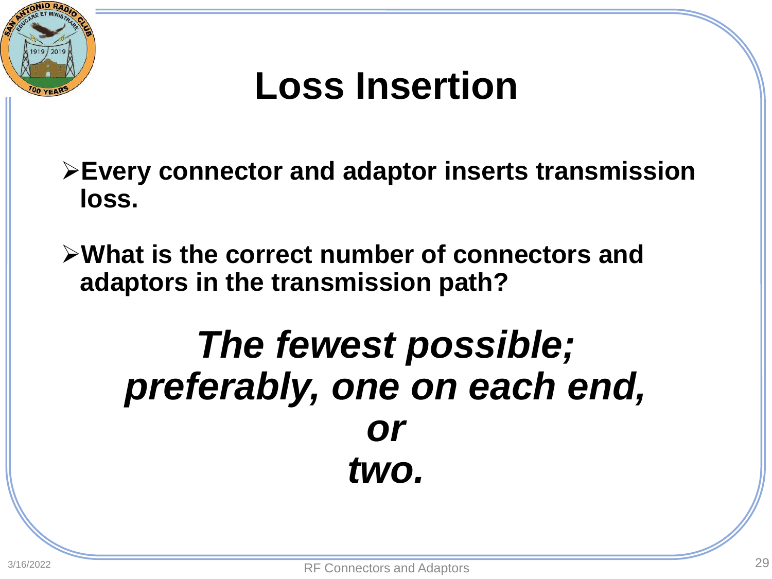# Loss Insertion

- **Every connector and adaptor inserts transmission loss.**
- **What is the correct number of connectors and adaptors in the transmission path?**

***The fewest possible; preferably, one on each end,***
***or***
***two.***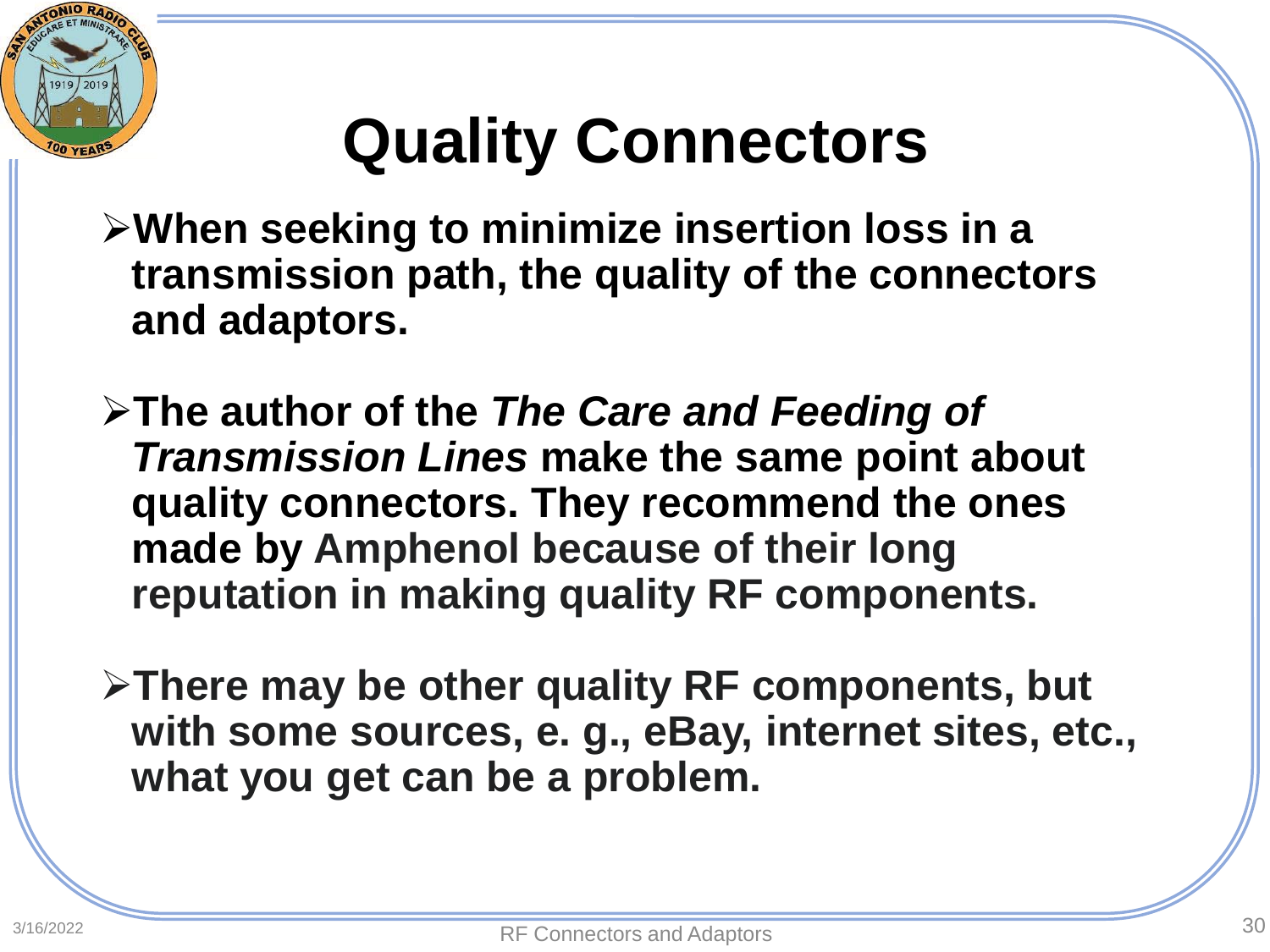# Quality Connectors

- **When seeking to minimize insertion loss in a transmission path, the quality of the connectors and adaptors.**

- **The author of the *The Care and Feeding of Transmission Lines* make the same point about quality connectors. They recommend the ones made by Amphenol because of their long reputation in making quality RF components.**

- **There may be other quality RF components, but with some sources, e. g., eBay, internet sites, etc., what you get can be a problem.**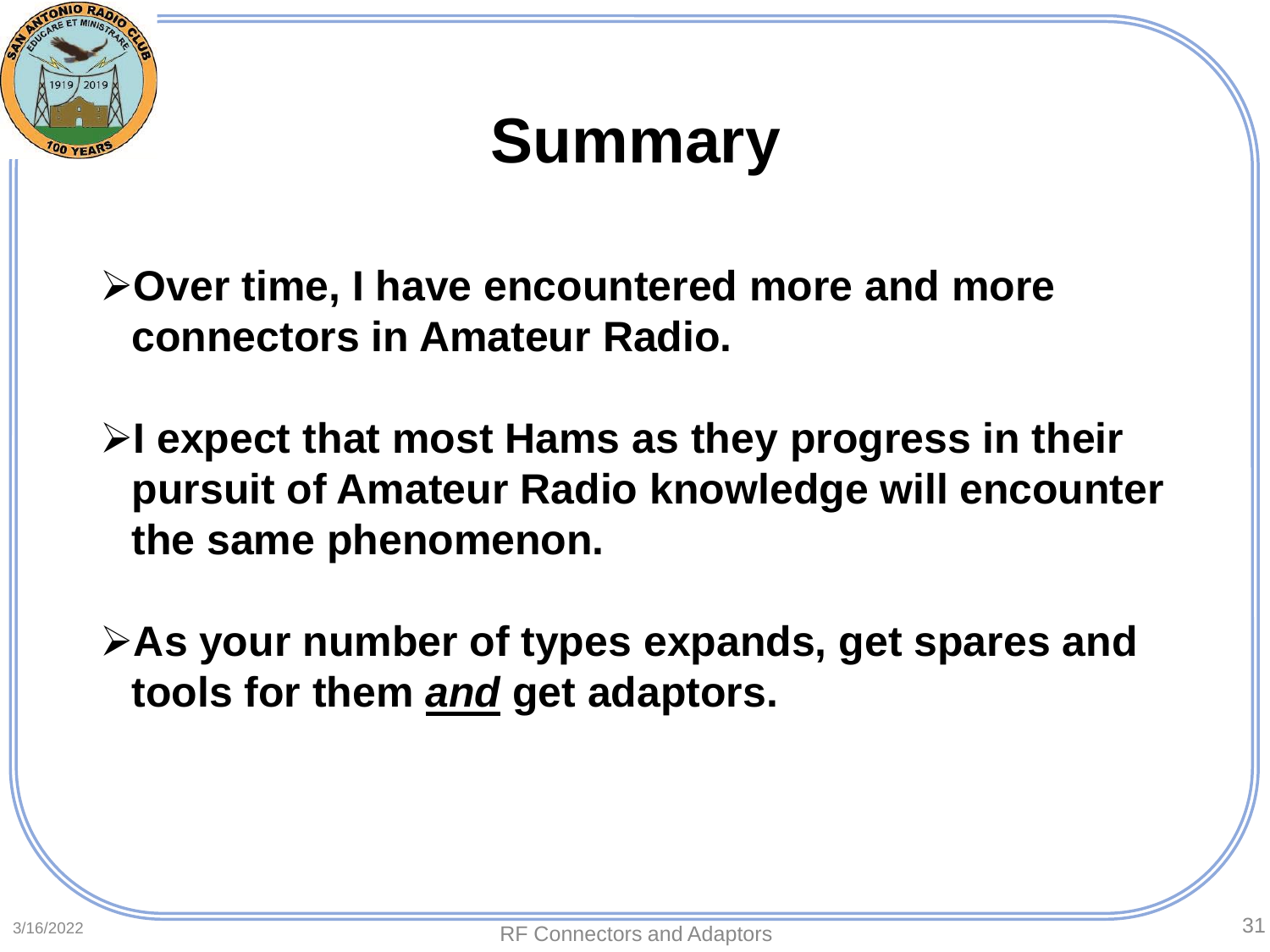# Summary

- **Over time, I have encountered more and more connectors in Amateur Radio.**

- **I expect that most Hams as they progress in their pursuit of Amateur Radio knowledge will encounter the same phenomenon.**

- **As your number of types expands, get spares and tools for them *and* get adaptors.**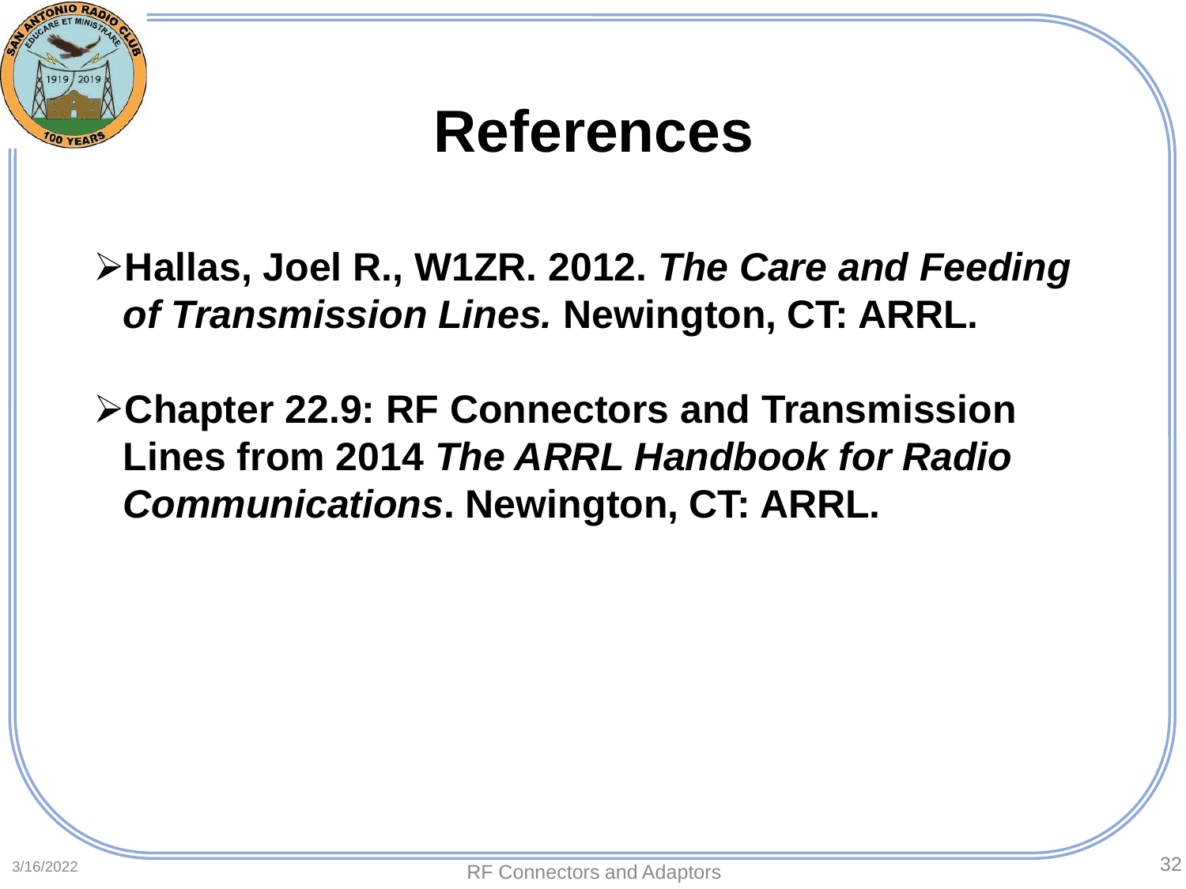# References

- **Hallas, Joel R., W1ZR. 2012. *The Care and Feeding of Transmission Lines.* Newington, CT: ARRL.**

- **Chapter 22.9: RF Connectors and Transmission Lines from 2014 *The ARRL Handbook for Radio Communications*. Newington, CT: ARRL.**